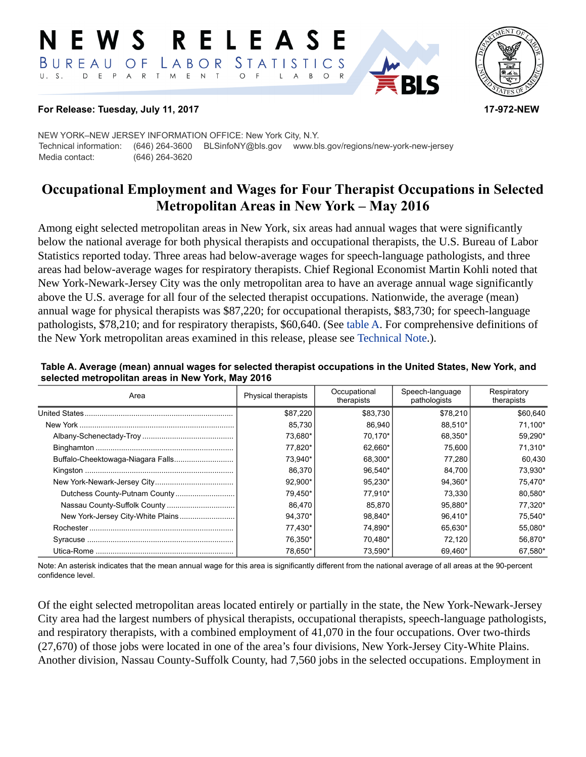# NEWS RELEASE

BUREAU OF LABOR STATISTICS

U. S. DEPARTMENT OF LABOR

**For Release: Tuesday, July 11, 2017** **17-972-NEW**

NEW YORK–NEW JERSEY INFORMATION OFFICE: New York City, N.Y.
Technical information: (646) 264-3600 BLSinfoNY@bls.gov www.bls.gov/regions/new-york-new-jersey
Media contact: (646) 264-3620

## Occupational Employment and Wages for Four Therapist Occupations in Selected Metropolitan Areas in New York – May 2016

Among eight selected metropolitan areas in New York, six areas had annual wages that were significantly below the national average for both physical therapists and occupational therapists, the U.S. Bureau of Labor Statistics reported today. Three areas had below-average wages for speech-language pathologists, and three areas had below-average wages for respiratory therapists. Chief Regional Economist Martin Kohli noted that New York-Newark-Jersey City was the only metropolitan area to have an average annual wage significantly above the U.S. average for all four of the selected therapist occupations. Nationwide, the average (mean) annual wage for physical therapists was $87,220; for occupational therapists, $83,730; for speech-language pathologists, $78,210; and for respiratory therapists, $60,640. (See table A. For comprehensive definitions of the New York metropolitan areas examined in this release, please see Technical Note.).

**Table A. Average (mean) annual wages for selected therapist occupations in the United States, New York, and selected metropolitan areas in New York, May 2016**

| Area | Physical therapists | Occupational therapists | Speech-language pathologists | Respiratory therapists |
|---|---|---|---|---|
| United States | $87,220 | $83,730 | $78,210 | $60,640 |
| New York | 85,730 | 86,940 | 88,510* | 71,100* |
| Albany-Schenectady-Troy | 73,680* | 70,170* | 68,350* | 59,290* |
| Binghamton | 77,820* | 62,660* | 75,600 | 71,310* |
| Buffalo-Cheektowaga-Niagara Falls | 73,940* | 68,300* | 77,280 | 60,430 |
| Kingston | 86,370 | 96,540* | 84,700 | 73,930* |
| New York-Newark-Jersey City | 92,900* | 95,230* | 94,360* | 75,470* |
| Dutchess County-Putnam County | 79,450* | 77,910* | 73,330 | 80,580* |
| Nassau County-Suffolk County | 86,470 | 85,870 | 95,880* | 77,320* |
| New York-Jersey City-White Plains | 94,370* | 98,840* | 96,410* | 75,540* |
| Rochester | 77,430* | 74,890* | 65,630* | 55,080* |
| Syracuse | 76,350* | 70,480* | 72,120 | 56,870* |
| Utica-Rome | 78,650* | 73,590* | 69,460* | 67,580* |

Note: An asterisk indicates that the mean annual wage for this area is significantly different from the national average of all areas at the 90-percent confidence level.

Of the eight selected metropolitan areas located entirely or partially in the state, the New York-Newark-Jersey City area had the largest numbers of physical therapists, occupational therapists, speech-language pathologists, and respiratory therapists, with a combined employment of 41,070 in the four occupations. Over two-thirds (27,670) of those jobs were located in one of the area's four divisions, New York-Jersey City-White Plains. Another division, Nassau County-Suffolk County, had 7,560 jobs in the selected occupations. Employment in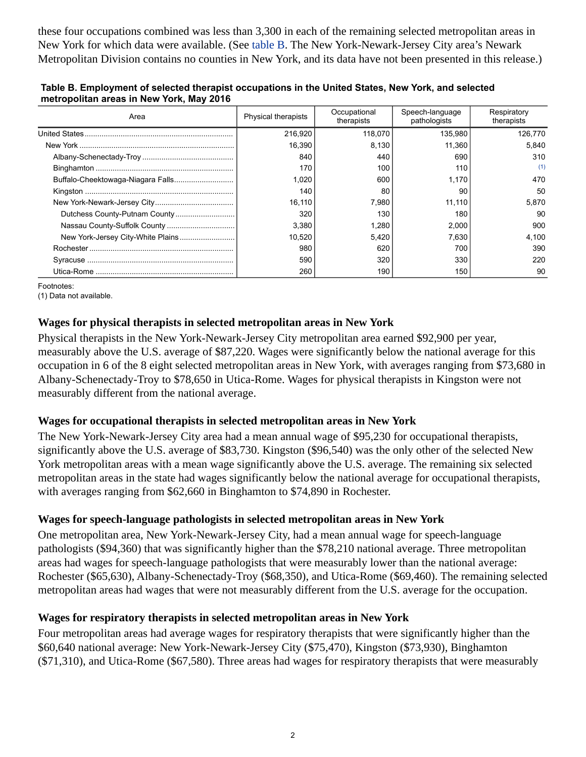these four occupations combined was less than 3,300 in each of the remaining selected metropolitan areas in New York for which data were available. (See table B. The New York-Newark-Jersey City area's Newark Metropolitan Division contains no counties in New York, and its data have not been presented in this release.)

**Table B. Employment of selected therapist occupations in the United States, New York, and selected metropolitan areas in New York, May 2016**

| Area | Physical therapists | Occupational therapists | Speech-language pathologists | Respiratory therapists |
|---|---|---|---|---|
| United States | 216,920 | 118,070 | 135,980 | 126,770 |
| New York | 16,390 | 8,130 | 11,360 | 5,840 |
| Albany-Schenectady-Troy | 840 | 440 | 690 | 310 |
| Binghamton | 170 | 100 | 110 | (1) |
| Buffalo-Cheektowaga-Niagara Falls | 1,020 | 600 | 1,170 | 470 |
| Kingston | 140 | 80 | 90 | 50 |
| New York-Newark-Jersey City | 16,110 | 7,980 | 11,110 | 5,870 |
| Dutchess County-Putnam County | 320 | 130 | 180 | 90 |
| Nassau County-Suffolk County | 3,380 | 1,280 | 2,000 | 900 |
| New York-Jersey City-White Plains | 10,520 | 5,420 | 7,630 | 4,100 |
| Rochester | 980 | 620 | 700 | 390 |
| Syracuse | 590 | 320 | 330 | 220 |
| Utica-Rome | 260 | 190 | 150 | 90 |

Footnotes:
(1) Data not available.

### Wages for physical therapists in selected metropolitan areas in New York

Physical therapists in the New York-Newark-Jersey City metropolitan area earned $92,900 per year, measurably above the U.S. average of $87,220. Wages were significantly below the national average for this occupation in 6 of the 8 eight selected metropolitan areas in New York, with averages ranging from $73,680 in Albany-Schenectady-Troy to $78,650 in Utica-Rome. Wages for physical therapists in Kingston were not measurably different from the national average.

### Wages for occupational therapists in selected metropolitan areas in New York

The New York-Newark-Jersey City area had a mean annual wage of $95,230 for occupational therapists, significantly above the U.S. average of $83,730. Kingston ($96,540) was the only other of the selected New York metropolitan areas with a mean wage significantly above the U.S. average. The remaining six selected metropolitan areas in the state had wages significantly below the national average for occupational therapists, with averages ranging from $62,660 in Binghamton to $74,890 in Rochester.

### Wages for speech-language pathologists in selected metropolitan areas in New York

One metropolitan area, New York-Newark-Jersey City, had a mean annual wage for speech-language pathologists ($94,360) that was significantly higher than the $78,210 national average. Three metropolitan areas had wages for speech-language pathologists that were measurably lower than the national average: Rochester ($65,630), Albany-Schenectady-Troy ($68,350), and Utica-Rome ($69,460). The remaining selected metropolitan areas had wages that were not measurably different from the U.S. average for the occupation.

### Wages for respiratory therapists in selected metropolitan areas in New York

Four metropolitan areas had average wages for respiratory therapists that were significantly higher than the $60,640 national average: New York-Newark-Jersey City ($75,470), Kingston ($73,930), Binghamton ($71,310), and Utica-Rome ($67,580). Three areas had wages for respiratory therapists that were measurably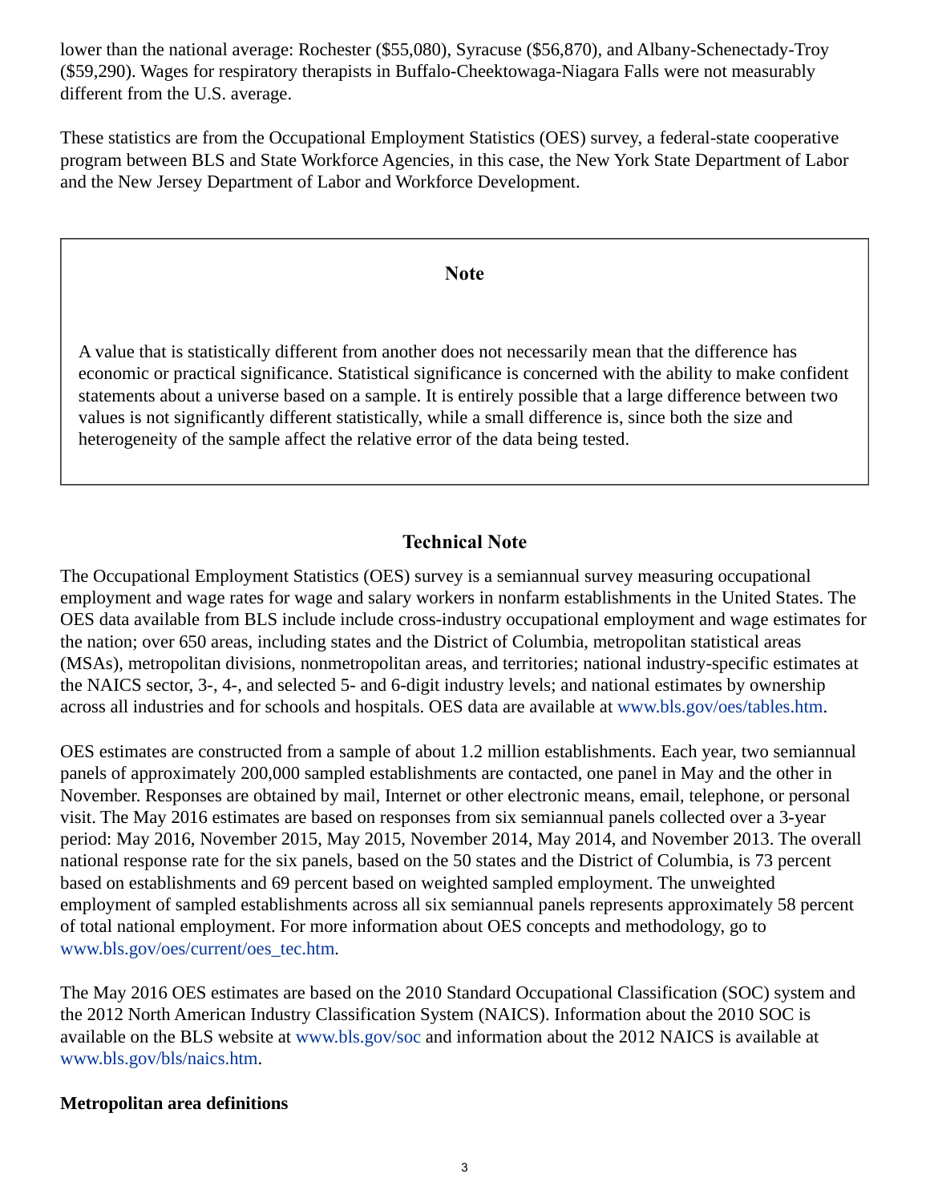lower than the national average: Rochester ($55,080), Syracuse ($56,870), and Albany-Schenectady-Troy ($59,290). Wages for respiratory therapists in Buffalo-Cheektowaga-Niagara Falls were not measurably different from the U.S. average.

These statistics are from the Occupational Employment Statistics (OES) survey, a federal-state cooperative program between BLS and State Workforce Agencies, in this case, the New York State Department of Labor and the New Jersey Department of Labor and Workforce Development.

> **Note**
>
> A value that is statistically different from another does not necessarily mean that the difference has economic or practical significance. Statistical significance is concerned with the ability to make confident statements about a universe based on a sample. It is entirely possible that a large difference between two values is not significantly different statistically, while a small difference is, since both the size and heterogeneity of the sample affect the relative error of the data being tested.

## Technical Note

The Occupational Employment Statistics (OES) survey is a semiannual survey measuring occupational employment and wage rates for wage and salary workers in nonfarm establishments in the United States. The OES data available from BLS include include cross-industry occupational employment and wage estimates for the nation; over 650 areas, including states and the District of Columbia, metropolitan statistical areas (MSAs), metropolitan divisions, nonmetropolitan areas, and territories; national industry-specific estimates at the NAICS sector, 3-, 4-, and selected 5- and 6-digit industry levels; and national estimates by ownership across all industries and for schools and hospitals. OES data are available at www.bls.gov/oes/tables.htm.

OES estimates are constructed from a sample of about 1.2 million establishments. Each year, two semiannual panels of approximately 200,000 sampled establishments are contacted, one panel in May and the other in November. Responses are obtained by mail, Internet or other electronic means, email, telephone, or personal visit. The May 2016 estimates are based on responses from six semiannual panels collected over a 3-year period: May 2016, November 2015, May 2015, November 2014, May 2014, and November 2013. The overall national response rate for the six panels, based on the 50 states and the District of Columbia, is 73 percent based on establishments and 69 percent based on weighted sampled employment. The unweighted employment of sampled establishments across all six semiannual panels represents approximately 58 percent of total national employment. For more information about OES concepts and methodology, go to www.bls.gov/oes/current/oes_tec.htm.

The May 2016 OES estimates are based on the 2010 Standard Occupational Classification (SOC) system and the 2012 North American Industry Classification System (NAICS). Information about the 2010 SOC is available on the BLS website at www.bls.gov/soc and information about the 2012 NAICS is available at www.bls.gov/bls/naics.htm.

### Metropolitan area definitions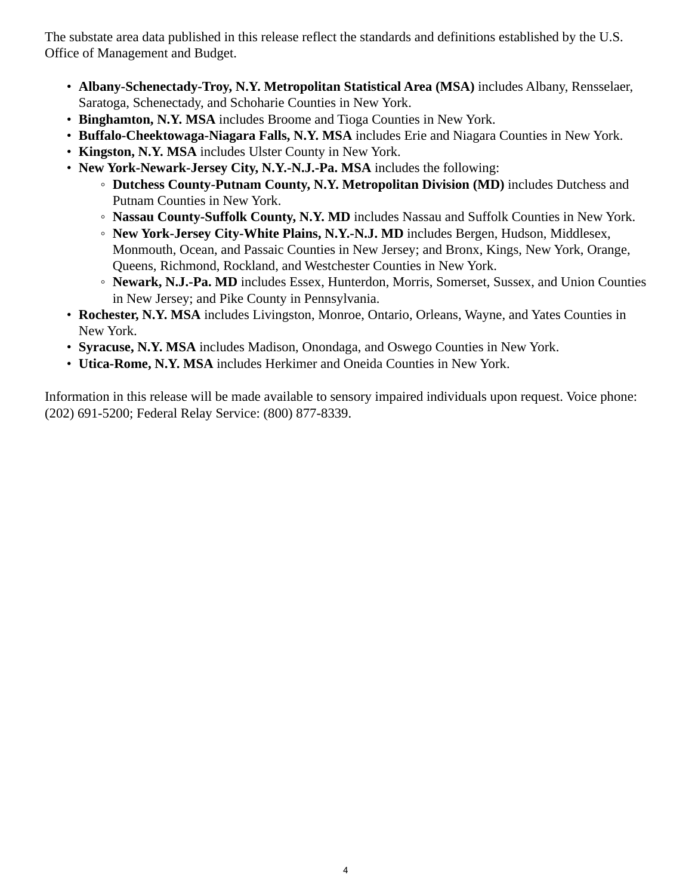The substate area data published in this release reflect the standards and definitions established by the U.S. Office of Management and Budget.

- **Albany-Schenectady-Troy, N.Y. Metropolitan Statistical Area (MSA)** includes Albany, Rensselaer, Saratoga, Schenectady, and Schoharie Counties in New York.
- **Binghamton, N.Y. MSA** includes Broome and Tioga Counties in New York.
- **Buffalo-Cheektowaga-Niagara Falls, N.Y. MSA** includes Erie and Niagara Counties in New York.
- **Kingston, N.Y. MSA** includes Ulster County in New York.
- **New York-Newark-Jersey City, N.Y.-N.J.-Pa. MSA** includes the following:
    - **Dutchess County-Putnam County, N.Y. Metropolitan Division (MD)** includes Dutchess and Putnam Counties in New York.
    - **Nassau County-Suffolk County, N.Y. MD** includes Nassau and Suffolk Counties in New York.
    - **New York-Jersey City-White Plains, N.Y.-N.J. MD** includes Bergen, Hudson, Middlesex, Monmouth, Ocean, and Passaic Counties in New Jersey; and Bronx, Kings, New York, Orange, Queens, Richmond, Rockland, and Westchester Counties in New York.
    - **Newark, N.J.-Pa. MD** includes Essex, Hunterdon, Morris, Somerset, Sussex, and Union Counties in New Jersey; and Pike County in Pennsylvania.
- **Rochester, N.Y. MSA** includes Livingston, Monroe, Ontario, Orleans, Wayne, and Yates Counties in New York.
- **Syracuse, N.Y. MSA** includes Madison, Onondaga, and Oswego Counties in New York.
- **Utica-Rome, N.Y. MSA** includes Herkimer and Oneida Counties in New York.

Information in this release will be made available to sensory impaired individuals upon request. Voice phone: (202) 691-5200; Federal Relay Service: (800) 877-8339.